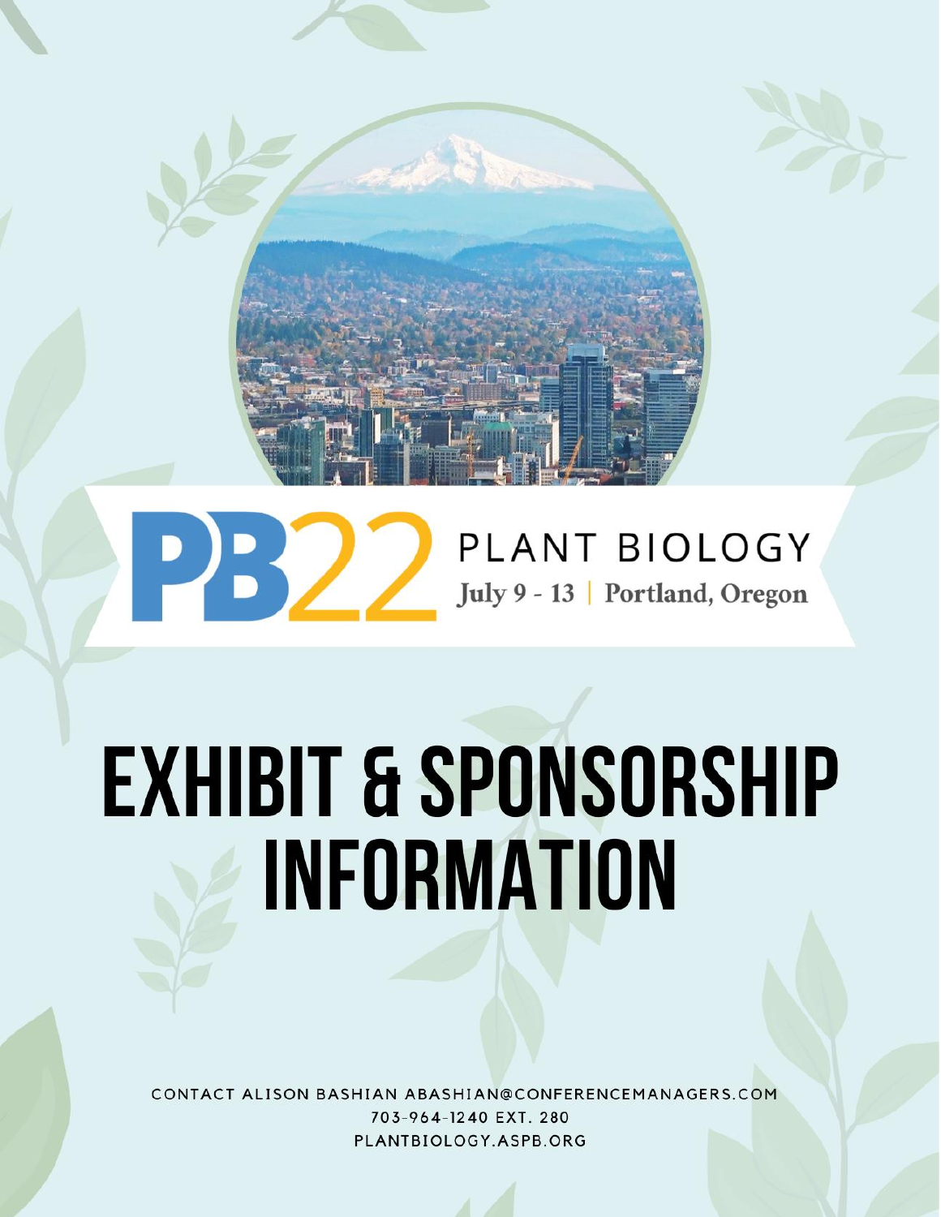PB22 PLANT BIOLOGY

July 9 - 13 | Portland, Oregon

# EXHIBIT & SPONSORSHIP INFORMATION

CONTACT ALISON BASHIAN ABASHIAN@CONFERENCEMANAGERS.COM
703-964-1240 EXT. 280
PLANTBIOLOGY.ASPB.ORG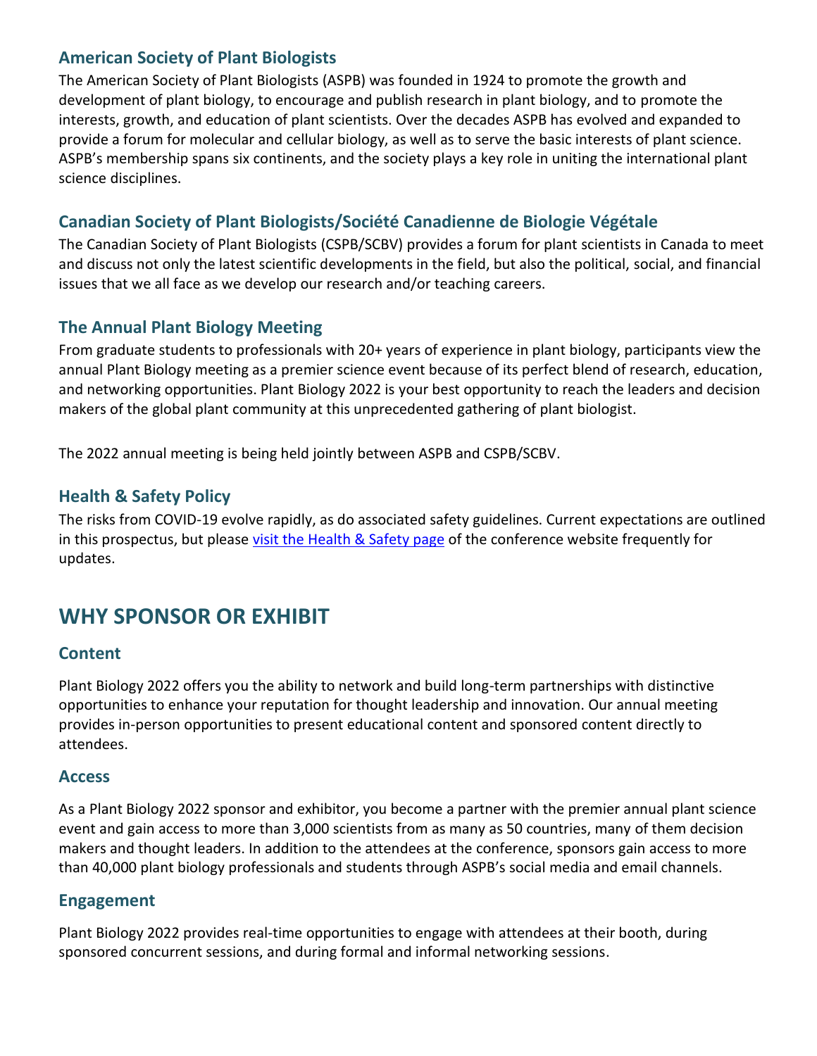### American Society of Plant Biologists

The American Society of Plant Biologists (ASPB) was founded in 1924 to promote the growth and development of plant biology, to encourage and publish research in plant biology, and to promote the interests, growth, and education of plant scientists. Over the decades ASPB has evolved and expanded to provide a forum for molecular and cellular biology, as well as to serve the basic interests of plant science. ASPB's membership spans six continents, and the society plays a key role in uniting the international plant science disciplines.

### Canadian Society of Plant Biologists/Société Canadienne de Biologie Végétale

The Canadian Society of Plant Biologists (CSPB/SCBV) provides a forum for plant scientists in Canada to meet and discuss not only the latest scientific developments in the field, but also the political, social, and financial issues that we all face as we develop our research and/or teaching careers.

### The Annual Plant Biology Meeting

From graduate students to professionals with 20+ years of experience in plant biology, participants view the annual Plant Biology meeting as a premier science event because of its perfect blend of research, education, and networking opportunities. Plant Biology 2022 is your best opportunity to reach the leaders and decision makers of the global plant community at this unprecedented gathering of plant biologist.

The 2022 annual meeting is being held jointly between ASPB and CSPB/SCBV.

### Health & Safety Policy

The risks from COVID-19 evolve rapidly, as do associated safety guidelines. Current expectations are outlined in this prospectus, but please visit the Health & Safety page of the conference website frequently for updates.

## WHY SPONSOR OR EXHIBIT

### Content

Plant Biology 2022 offers you the ability to network and build long-term partnerships with distinctive opportunities to enhance your reputation for thought leadership and innovation. Our annual meeting provides in-person opportunities to present educational content and sponsored content directly to attendees.

### Access

As a Plant Biology 2022 sponsor and exhibitor, you become a partner with the premier annual plant science event and gain access to more than 3,000 scientists from as many as 50 countries, many of them decision makers and thought leaders. In addition to the attendees at the conference, sponsors gain access to more than 40,000 plant biology professionals and students through ASPB's social media and email channels.

### Engagement

Plant Biology 2022 provides real-time opportunities to engage with attendees at their booth, during sponsored concurrent sessions, and during formal and informal networking sessions.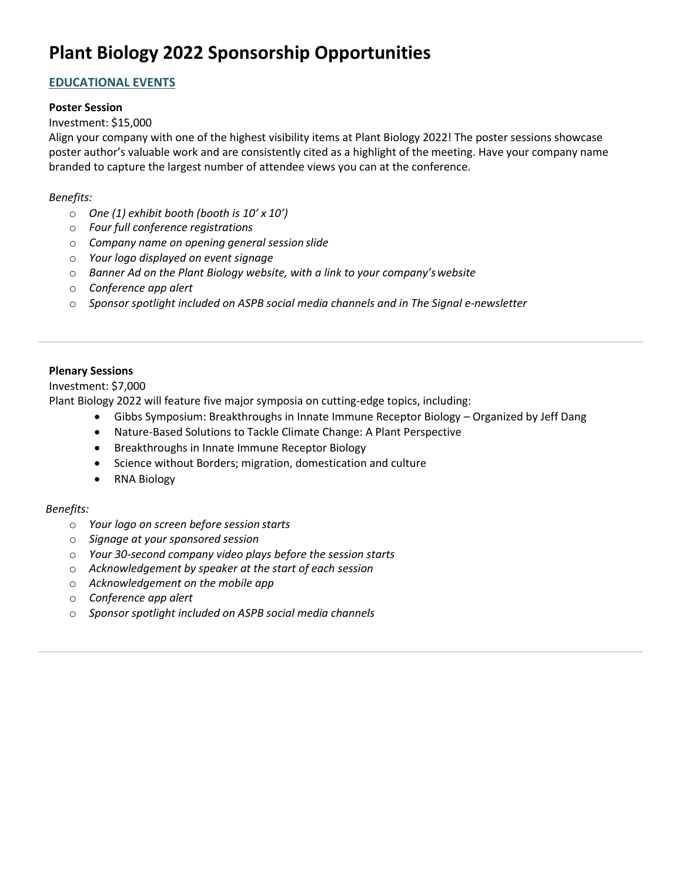# Plant Biology 2022 Sponsorship Opportunities

## EDUCATIONAL EVENTS

**Poster Session**

Investment: $15,000

Align your company with one of the highest visibility items at Plant Biology 2022! The poster sessions showcase poster author's valuable work and are consistentely cited as a highlight of the meeting. Have your company name branded to capture the largest number of attendee views you can at the conference.

*Benefits:*

- *One (1) exhibit booth (booth is 10' x 10')*
- *Four full conference registrations*
- *Company name on opening general session slide*
- *Your logo displayed on event signage*
- *Banner Ad on the Plant Biology website, with a link to your company's website*
- *Conference app alert*
- *Sponsor spotlight included on ASPB social media channels and in The Signal e-newsletter*

---

**Plenary Sessions**

Investment: $7,000

Plant Biology 2022 will feature five major symposia on cutting-edge topics, including:

- Gibbs Symposium: Breakthroughs in Innate Immune Receptor Biology – Organized by Jeff Dang
- Nature-Based Solutions to Tackle Climate Change: A Plant Perspective
- Breakthroughs in Innate Immune Receptor Biology
- Science without Borders; migration, domestication and culture
- RNA Biology

*Benefits:*

- *Your logo on screen before session starts*
- *Signage at your sponsored session*
- *Your 30-second company video plays before the session starts*
- *Acknowledgement by speaker at the start of each session*
- *Acknowledgement on the mobile app*
- *Conference app alert*
- *Sponsor spotlight included on ASPB social media channels*

---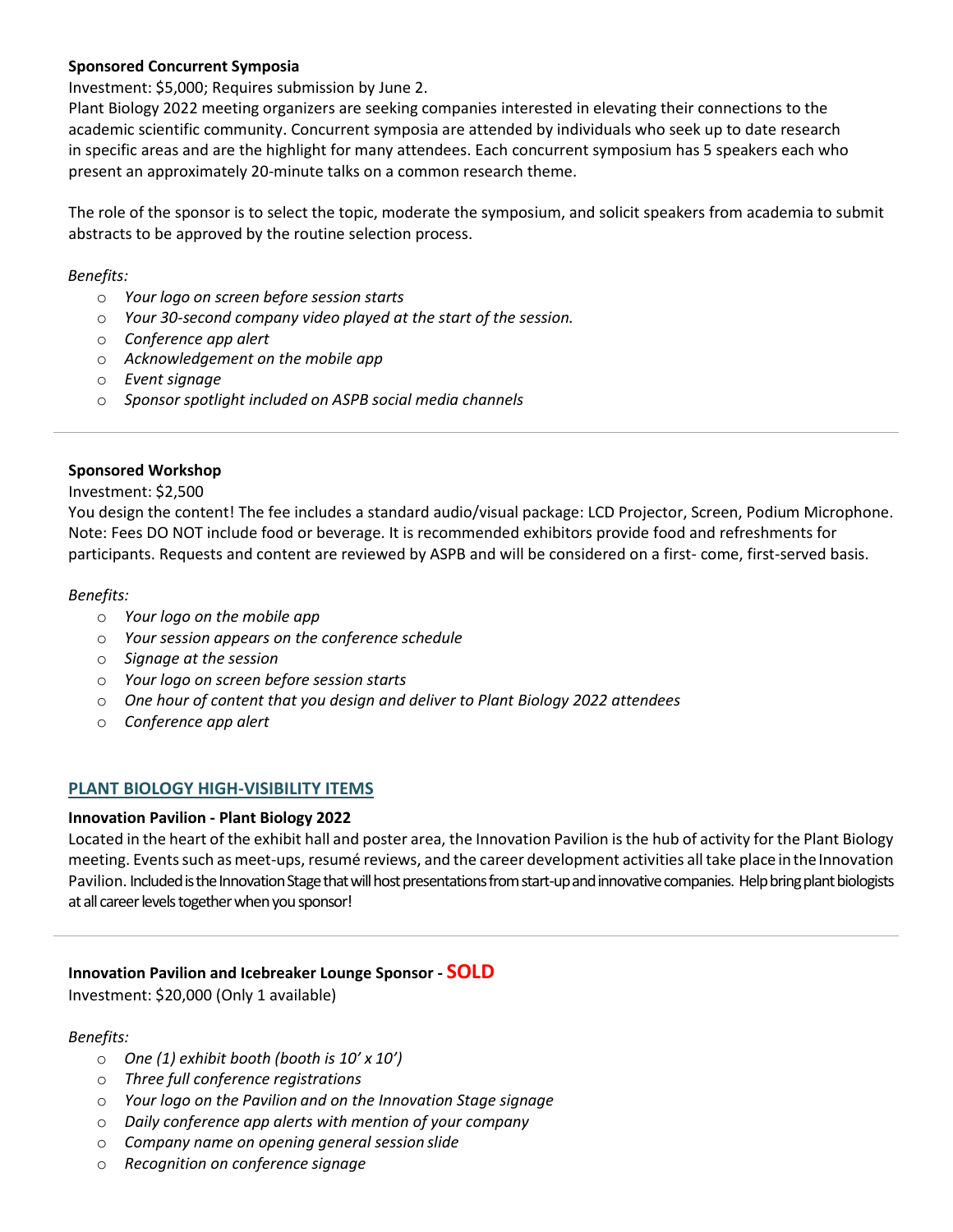**Sponsored Concurrent Symposia**

Investment: $5,000; Requires submission by June 2.

Plant Biology 2022 meeting organizers are seeking companies interested in elevating their connections to the academic scientific community. Concurrent symposia are attended by individuals who seek up to date research in specific areas and are the highlight for many attendees. Each concurrent symposium has 5 speakers each who present an approximately 20-minute talks on a common research theme.

The role of the sponsor is to select the topic, moderate the symposium, and solicit speakers from academia to submit abstracts to be approved by the routine selection process.

*Benefits:*

- *Your logo on screen before session starts*
- *Your 30-second company video played at the start of the session.*
- *Conference app alert*
- *Acknowledgement on the mobile app*
- *Event signage*
- *Sponsor spotlight included on ASPB social media channels*

---

**Sponsored Workshop**

Investment: $2,500

You design the content! The fee includes a standard audio/visual package: LCD Projector, Screen, Podium Microphone. Note: Fees DO NOT include food or beverage. It is recommended exhibitors provide food and refreshments for participants. Requests and content are reviewed by ASPB and will be considered on a first- come, first-served basis.

*Benefits:*

- *Your logo on the mobile app*
- *Your session appears on the conference schedule*
- *Signage at the session*
- *Your logo on screen before session starts*
- *One hour of content that you design and deliver to Plant Biology 2022 attendees*
- *Conference app alert*

## PLANT BIOLOGY HIGH-VISIBILITY ITEMS

**Innovation Pavilion - Plant Biology 2022**

Located in the heart of the exhibit hall and poster area, the Innovation Pavilion is the hub of activity for the Plant Biology meeting. Events such as meet-ups, resumé reviews, and the career development activities all take place in the Innovation Pavilion. Included is the Innovation Stage that will host presentations from start-up and innovative companies. Help bring plant biologists at all career levels together when you sponsor!

---

**Innovation Pavilion and Icebreaker Lounge Sponsor - SOLD**

Investment: $20,000 (Only 1 available)

*Benefits:*

- *One (1) exhibit booth (booth is 10' x 10')*
- *Three full conference registrations*
- *Your logo on the Pavilion and on the Innovation Stage signage*
- *Daily conference app alerts with mention of your company*
- *Company name on opening general session slide*
- *Recognition on conference signage*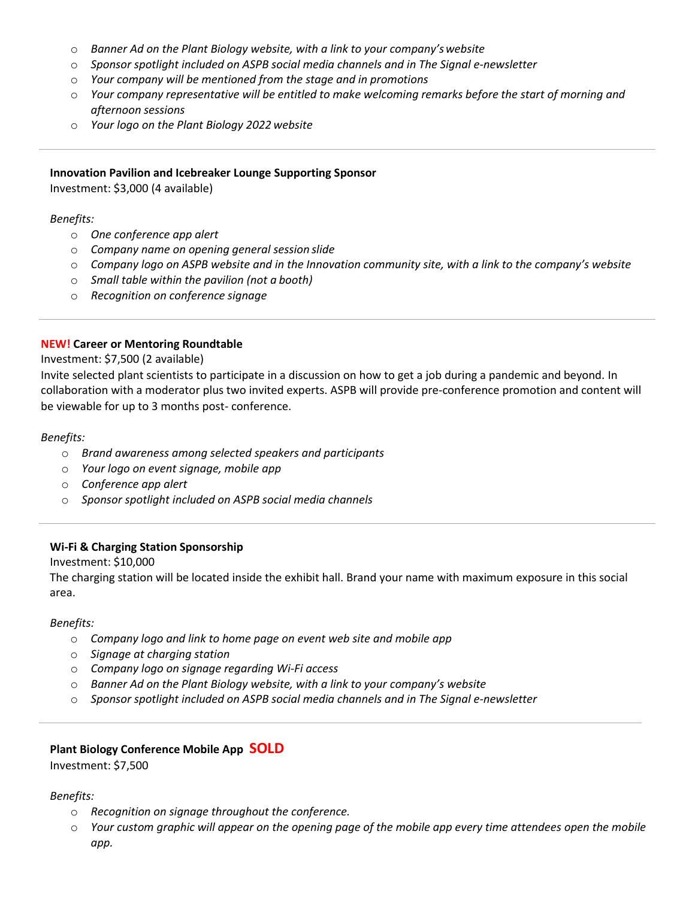- *Banner Ad on the Plant Biology website, with a link to your company's website*
- *Sponsor spotlight included on ASPB social media channels and in The Signal e-newsletter*
- *Your company will be mentioned from the stage and in promotions*
- *Your company representative will be entitled to make welcoming remarks before the start of morning and afternoon sessions*
- *Your logo on the Plant Biology 2022 website*

---

**Innovation Pavilion and Icebreaker Lounge Supporting Sponsor**
Investment: $3,000 (4 available)

*Benefits:*

- *One conference app alert*
- *Company name on opening general session slide*
- *Company logo on ASPB website and in the Innovation community site, with a link to the company's website*
- *Small table within the pavilion (not a booth)*
- *Recognition on conference signage*

---

**NEW! Career or Mentoring Roundtable**
Investment: $7,500 (2 available)
Invite selected plant scientists to participate in a discussion on how to get a job during a pandemic and beyond. In collaboration with a moderator plus two invited experts. ASPB will provide pre-conference promotion and content will be viewable for up to 3 months post- conference.

*Benefits:*

- *Brand awareness among selected speakers and participants*
- *Your logo on event signage, mobile app*
- *Conference app alert*
- *Sponsor spotlight included on ASPB social media channels*

---

**Wi-Fi & Charging Station Sponsorship**
Investment: $10,000
The charging station will be located inside the exhibit hall. Brand your name with maximum exposure in this social area.

*Benefits:*

- *Company logo and link to home page on event web site and mobile app*
- *Signage at charging station*
- *Company logo on signage regarding Wi-Fi access*
- *Banner Ad on the Plant Biology website, with a link to your company's website*
- *Sponsor spotlight included on ASPB social media channels and in The Signal e-newsletter*

---

**Plant Biology Conference Mobile App SOLD**
Investment: $7,500

*Benefits:*

- *Recognition on signage throughout the conference.*
- *Your custom graphic will appear on the opening page of the mobile app every time attendees open the mobile app.*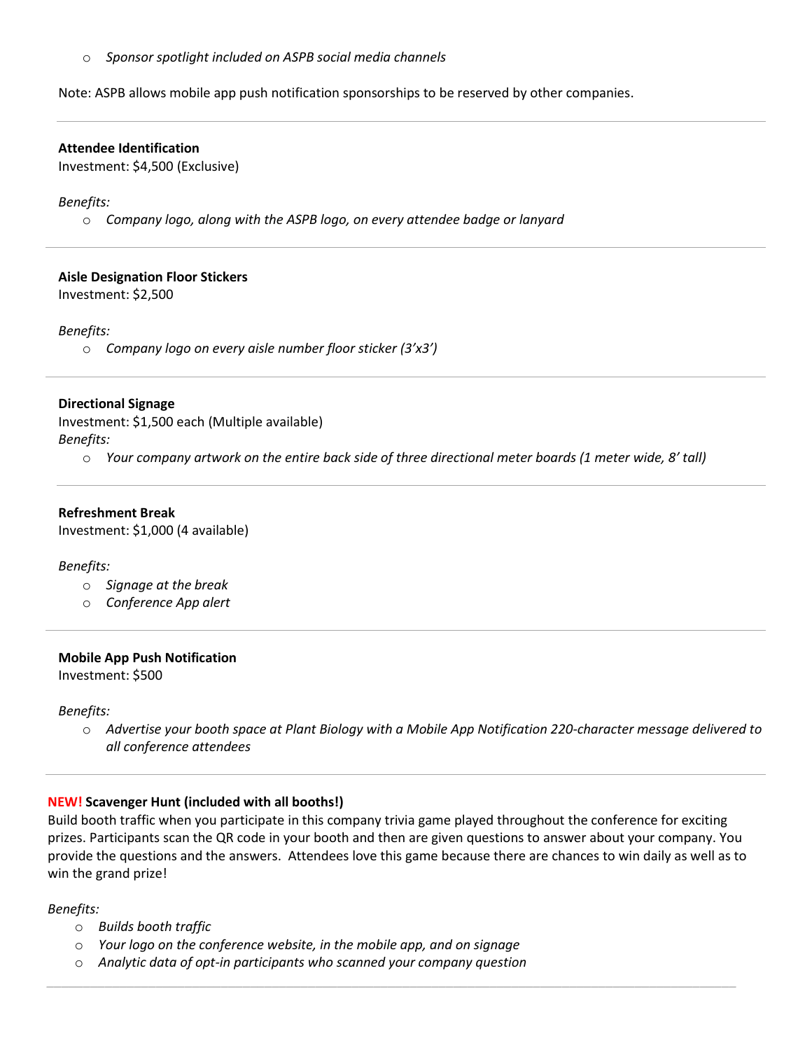- *Sponsor spotlight included on ASPB social media channels*

Note: ASPB allows mobile app push notification sponsorships to be reserved by other companies.

---

**Attendee Identification**
Investment: $4,500 (Exclusive)

*Benefits:*
- *Company logo, along with the ASPB logo, on every attendee badge or lanyard*

---

**Aisle Designation Floor Stickers**
Investment: $2,500

*Benefits:*
- *Company logo on every aisle number floor sticker (3'x3')*

---

**Directional Signage**
Investment: $1,500 each (Multiple available)
*Benefits:*
- *Your company artwork on the entire back side of three directional meter boards (1 meter wide, 8' tall)*

---

**Refreshment Break**
Investment: $1,000 (4 available)

*Benefits:*
- *Signage at the break*
- *Conference App alert*

---

**Mobile App Push Notification**
Investment: $500

*Benefits:*
- *Advertise your booth space at Plant Biology with a Mobile App Notification 220-character message delivered to all conference attendees*

---

**NEW! Scavenger Hunt (included with all booths!)**
Build booth traffic when you participate in this company trivia game played throughout the conference for exciting prizes. Participants scan the QR code in your booth and then are given questions to answer about your company. You provide the questions and the answers. Attendees love this game because there are chances to win daily as well as to win the grand prize!

*Benefits:*
- *Builds booth traffic*
- *Your logo on the conference website, in the mobile app, and on signage*
- *Analytic data of opt-in participants who scanned your company question*

---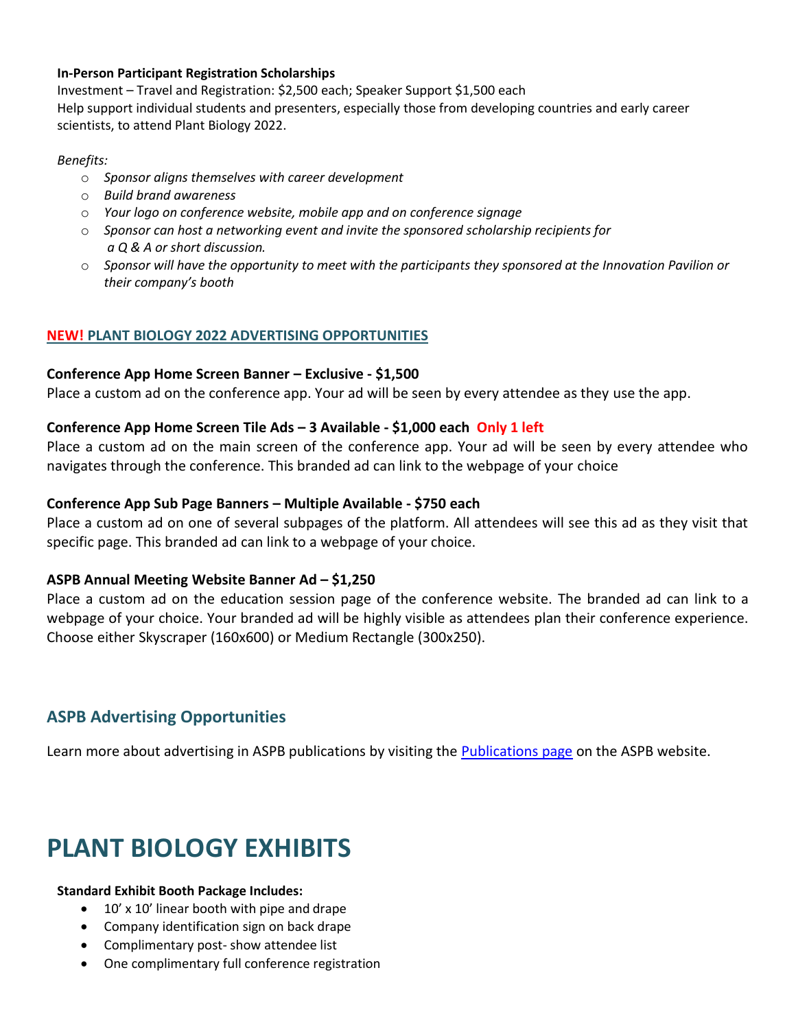**In-Person Participant Registration Scholarships**
Investment – Travel and Registration: $2,500 each; Speaker Support $1,500 each
Help support individual students and presenters, especially those from developing countries and early career scientists, to attend Plant Biology 2022.

*Benefits:*

- *Sponsor aligns themselves with career development*
- *Build brand awareness*
- *Your logo on conference website, mobile app and on conference signage*
- *Sponsor can host a networking event and invite the sponsored scholarship recipients for a Q & A or short discussion.*
- *Sponsor will have the opportunity to meet with the participants they sponsored at the Innovation Pavilion or their company's booth*

### NEW! PLANT BIOLOGY 2022 ADVERTISING OPPORTUNITIES

**Conference App Home Screen Banner – Exclusive - $1,500**
Place a custom ad on the conference app. Your ad will be seen by every attendee as they use the app.

**Conference App Home Screen Tile Ads – 3 Available - $1,000 each Only 1 left**
Place a custom ad on the main screen of the conference app. Your ad will be seen by every attendee who navigates through the conference. This branded ad can link to the webpage of your choice

**Conference App Sub Page Banners – Multiple Available - $750 each**
Place a custom ad on one of several subpages of the platform. All attendees will see this ad as they visit that specific page. This branded ad can link to a webpage of your choice.

**ASPB Annual Meeting Website Banner Ad – $1,250**
Place a custom ad on the education session page of the conference website. The branded ad can link to a webpage of your choice. Your branded ad will be highly visible as attendees plan their conference experience. Choose either Skyscraper (160x600) or Medium Rectangle (300x250).

## ASPB Advertising Opportunities

Learn more about advertising in ASPB publications by visiting the Publications page on the ASPB website.

# PLANT BIOLOGY EXHIBITS

**Standard Exhibit Booth Package Includes:**

- 10' x 10' linear booth with pipe and drape
- Company identification sign on back drape
- Complimentary post- show attendee list
- One complimentary full conference registration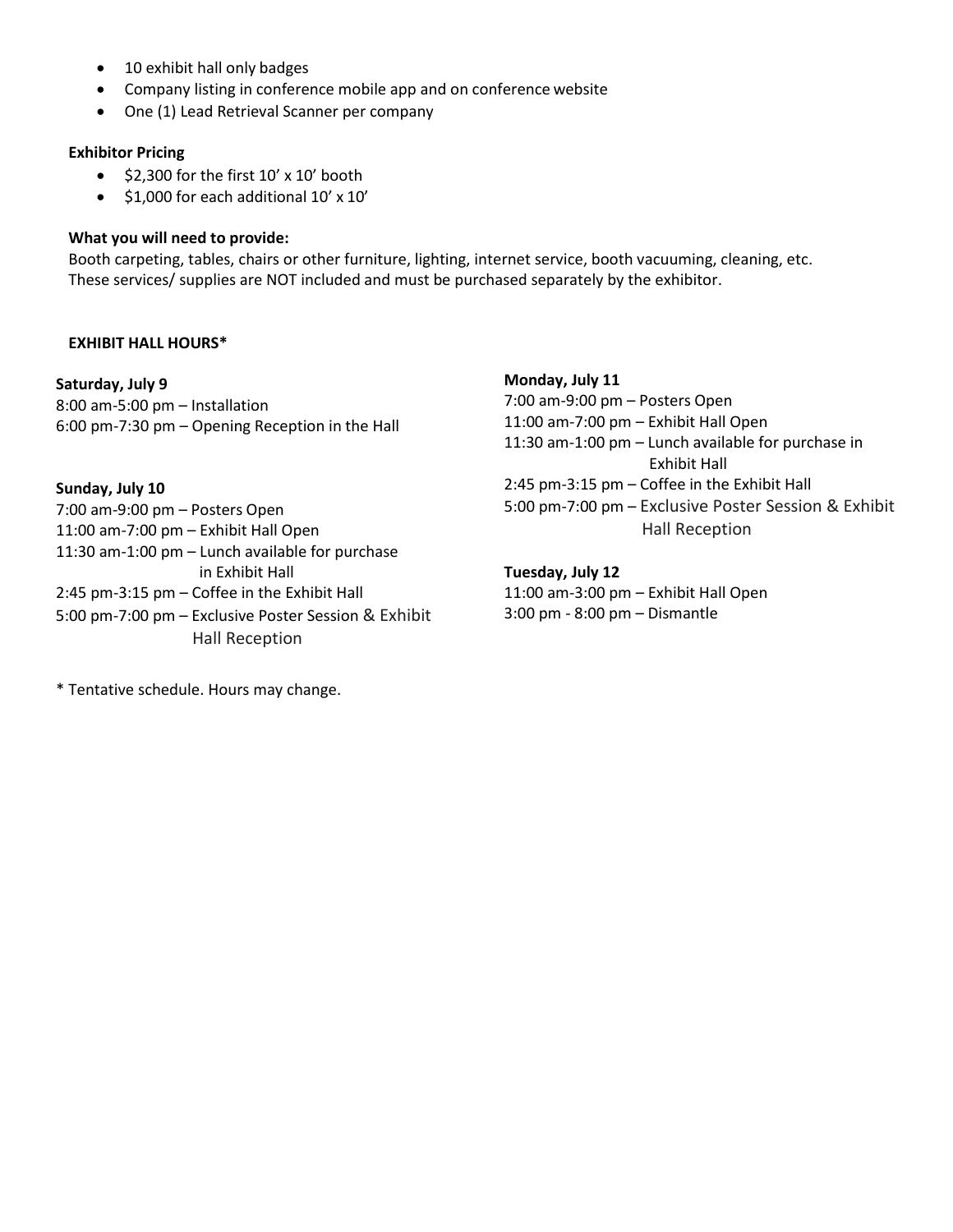- 10 exhibit hall only badges
- Company listing in conference mobile app and on conference website
- One (1) Lead Retrieval Scanner per company

**Exhibitor Pricing**

- $2,300 for the first 10' x 10' booth
- $1,000 for each additional 10' x 10'

**What you will need to provide:**

Booth carpeting, tables, chairs or other furniture, lighting, internet service, booth vacuuming, cleaning, etc. These services/ supplies are NOT included and must be purchased separately by the exhibitor.

**EXHIBIT HALL HOURS***

**Saturday, July 9**

8:00 am-5:00 pm – Installation
6:00 pm-7:30 pm – Opening Reception in the Hall

**Sunday, July 10**

7:00 am-9:00 pm – Posters Open
11:00 am-7:00 pm – Exhibit Hall Open
11:30 am-1:00 pm – Lunch available for purchase in Exhibit Hall
2:45 pm-3:15 pm – Coffee in the Exhibit Hall
5:00 pm-7:00 pm – Exclusive Poster Session & Exhibit Hall Reception

**Monday, July 11**

7:00 am-9:00 pm – Posters Open
11:00 am-7:00 pm – Exhibit Hall Open
11:30 am-1:00 pm – Lunch available for purchase in Exhibit Hall
2:45 pm-3:15 pm – Coffee in the Exhibit Hall
5:00 pm-7:00 pm – Exclusive Poster Session & Exhibit Hall Reception

**Tuesday, July 12**

11:00 am-3:00 pm – Exhibit Hall Open
3:00 pm - 8:00 pm – Dismantle

* Tentative schedule. Hours may change.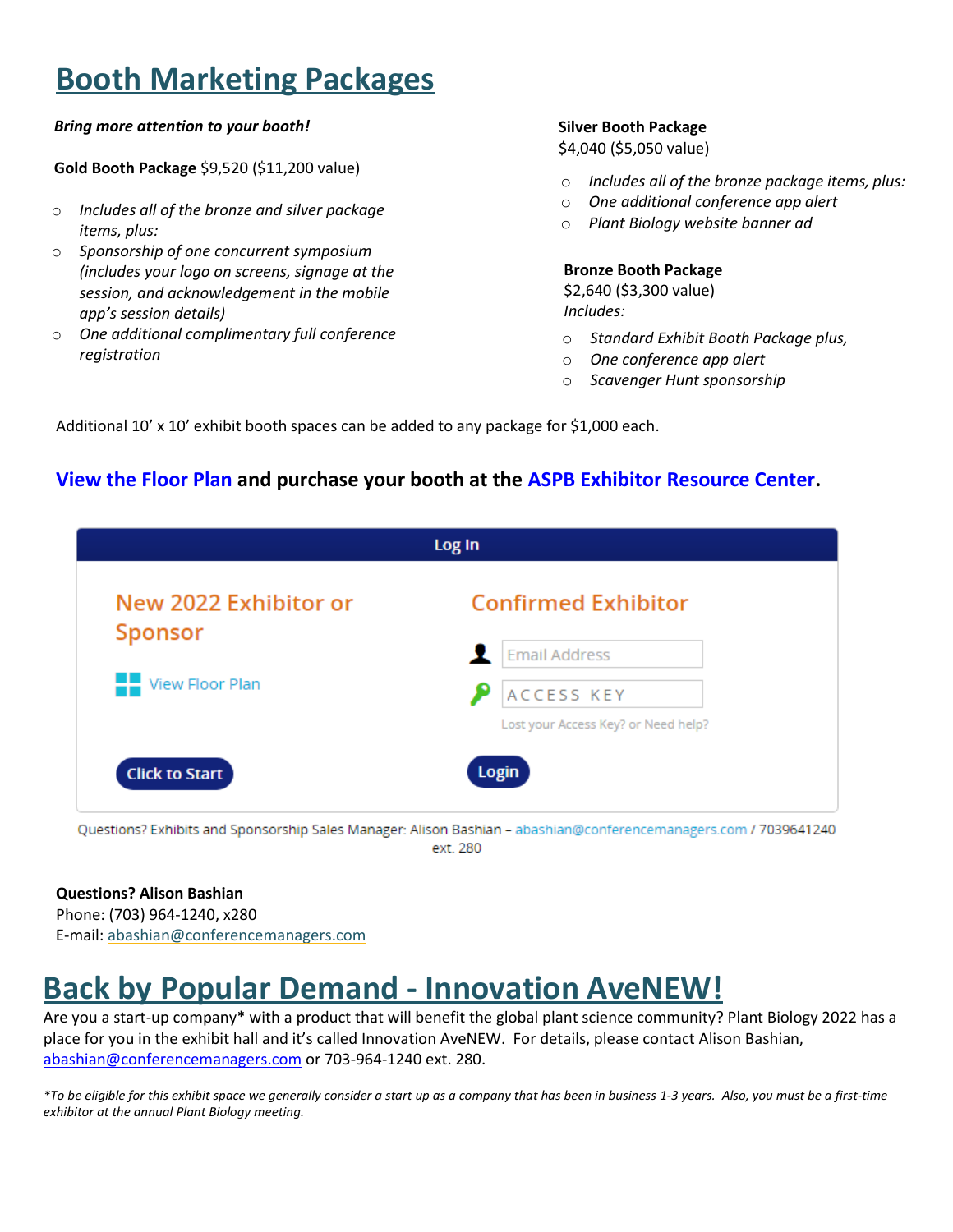# Booth Marketing Packages

***Bring more attention to your booth!***

**Gold Booth Package** $9,520 ($11,200 value)

- *Includes all of the bronze and silver package items, plus:*
- *Sponsorship of one concurrent symposium (includes your logo on screens, signage at the session, and acknowledgement in the mobile app's session details)*
- *One additional complimentary full conference registration*

**Silver Booth Package**
$4,040 ($5,050 value)

- *Includes all of the bronze package items, plus:*
- *One additional conference app alert*
- *Plant Biology website banner ad*

**Bronze Booth Package**
$2,640 ($3,300 value)
*Includes:*

- *Standard Exhibit Booth Package plus,*
- *One conference app alert*
- *Scavenger Hunt sponsorship*

Additional 10' x 10' exhibit booth spaces can be added to any package for $1,000 each.

## View the Floor Plan and purchase your booth at the ASPB Exhibitor Resource Center.

**Log In**

**New 2022 Exhibitor or Sponsor**

View Floor Plan

Click to Start

**Confirmed Exhibitor**

Email Address

ACCESS KEY

Lost your Access Key? or Need help?

Login

Questions? Exhibits and Sponsorship Sales Manager: Alison Bashian – abashian@conferencemanagers.com / 7039641240 ext. 280

**Questions? Alison Bashian**
Phone: (703) 964-1240, x280
E-mail: abashian@conferencemanagers.com

# Back by Popular Demand - Innovation AveNEW!

Are you a start-up company* with a product that will benefit the global plant science community? Plant Biology 2022 has a place for you in the exhibit hall and it's called Innovation AveNEW. For details, please contact Alison Bashian, abashian@conferencemanagers.com or 703-964-1240 ext. 280.

**To be eligible for this exhibit space we generally consider a start up as a company that has been in business 1-3 years. Also, you must be a first-time exhibitor at the annual Plant Biology meeting.*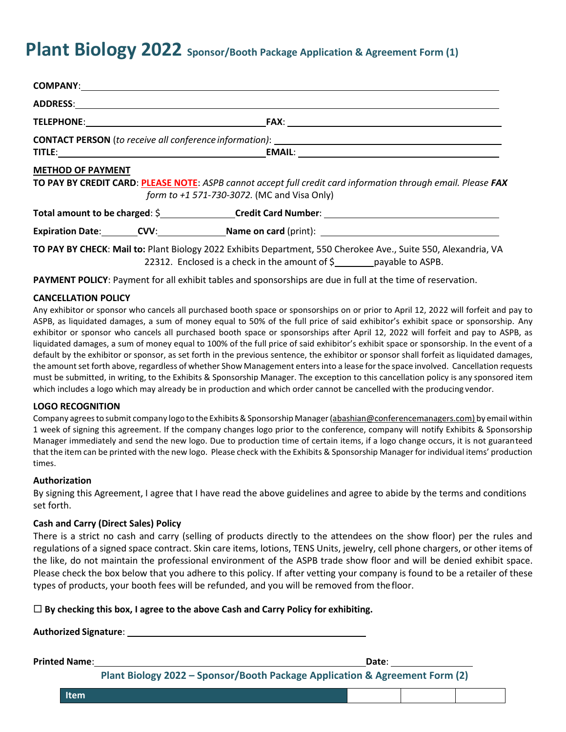# Plant Biology 2022 Sponsor/Booth Package Application & Agreement Form (1)

**COMPANY**: ______________________________________________

**ADDRESS**: ______________________________________________

**TELEPHONE**: ______________________ **FAX**: ______________________

**CONTACT PERSON** (*to receive all conference information*): ______________________

**TITLE**: ______________________ **EMAIL**: ______________________

**METHOD OF PAYMENT**

**TO PAY BY CREDIT CARD**: **PLEASE NOTE**: *ASPB cannot accept full credit card information through email. Please* ***FAX*** *form to +1 571-730-3072.* (MC and Visa Only)

**Total amount to be charged**: $__________ **Credit Card Number**: ______________________

**Expiration Date**:________ **CVV**:__________ **Name on card** (print): ______________________

**TO PAY BY CHECK**: **Mail to:** Plant Biology 2022 Exhibits Department, 550 Cherokee Ave., Suite 550, Alexandria, VA 22312. Enclosed is a check in the amount of $________ payable to ASPB.

**PAYMENT POLICY**: Payment for all exhibit tables and sponsorships are due in full at the time of reservation.

**CANCELLATION POLICY**

Any exhibitor or sponsor who cancels all purchased booth space or sponsorships on or prior to April 12, 2022 will forfeit and pay to ASPB, as liquidated damages, a sum of money equal to 50% of the full price of said exhibitor's exhibit space or sponsorship. Any exhibitor or sponsor who cancels all purchased booth space or sponsorships after April 12, 2022 will forfeit and pay to ASPB, as liquidated damages, a sum of money equal to 100% of the full price of said exhibitor's exhibit space or sponsorship. In the event of a default by the exhibitor or sponsor, as set forth in the previous sentence, the exhibitor or sponsor shall forfeit as liquidated damages, the amount set forth above, regardless of whether Show Management enters into a lease for the space involved. Cancellation requests must be submitted, in writing, to the Exhibits & Sponsorship Manager. The exception to this cancellation policy is any sponsored item which includes a logo which may already be in production and which order cannot be cancelled with the producing vendor.

**LOGO RECOGNITION**

Company agrees to submit company logo to the Exhibits & Sponsorship Manager (abashian@conferencemanagers.com) by email within 1 week of signing this agreement. If the company changes logo prior to the conference, company will notify Exhibits & Sponsorship Manager immediately and send the new logo. Due to production time of certain items, if a logo change occurs, it is not guaranteed that the item can be printed with the new logo. Please check with the Exhibits & Sponsorship Manager for individual items' production times.

**Authorization**

By signing this Agreement, I agree that I have read the above guidelines and agree to abide by the terms and conditions set forth.

**Cash and Carry (Direct Sales) Policy**

There is a strict no cash and carry (selling of products directly to the attendees on the show floor) per the rules and regulations of a signed space contract. Skin care items, lotions, TENS Units, jewelry, cell phone chargers, or other items of the like, do not maintain the professional environment of the ASPB trade show floor and will be denied exhibit space. Please check the box below that you adhere to this policy. If after vetting your company is found to be a retailer of these types of products, your booth fees will be refunded, and you will be removed from the floor.

☐ **By checking this box, I agree to the above Cash and Carry Policy for exhibiting.**

**Authorized Signature**: ______________________________

**Printed Name**: ______________________________ **Date**: ____________

## Plant Biology 2022 – Sponsor/Booth Package Application & Agreement Form (2)

| Item | | | |
|---|---|---|---|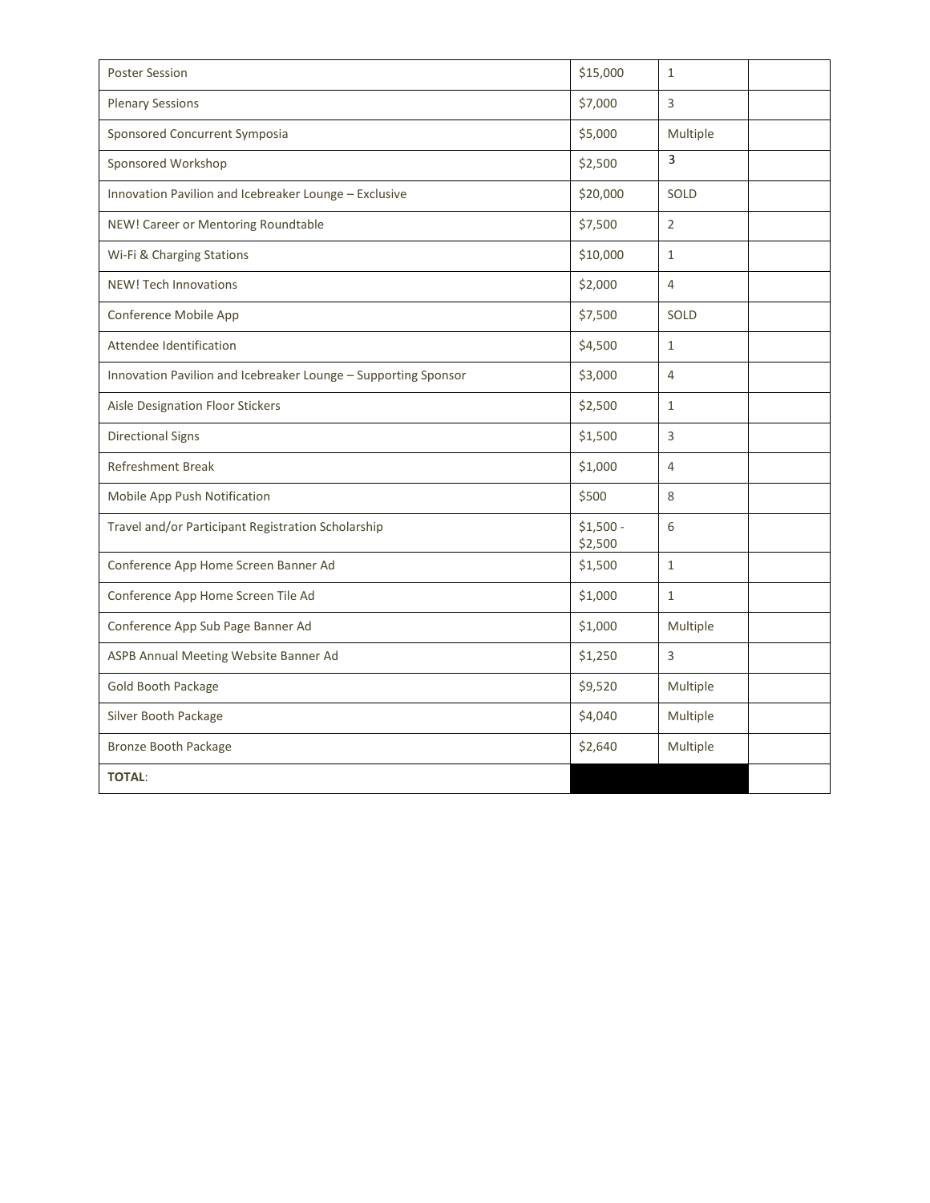| | | | |
|---|---|---|---|
| Poster Session | $15,000 | 1 | |
| Plenary Sessions | $7,000 | 3 | |
| Sponsored Concurrent Symposia | $5,000 | Multiple | |
| Sponsored Workshop | $2,500 | 3 | |
| Innovation Pavilion and Icebreaker Lounge – Exclusive | $20,000 | SOLD | |
| NEW! Career or Mentoring Roundtable | $7,500 | 2 | |
| Wi-Fi & Charging Stations | $10,000 | 1 | |
| NEW! Tech Innovations | $2,000 | 4 | |
| Conference Mobile App | $7,500 | SOLD | |
| Attendee Identification | $4,500 | 1 | |
| Innovation Pavilion and Icebreaker Lounge – Supporting Sponsor | $3,000 | 4 | |
| Aisle Designation Floor Stickers | $2,500 | 1 | |
| Directional Signs | $1,500 | 3 | |
| Refreshment Break | $1,000 | 4 | |
| Mobile App Push Notification | $500 | 8 | |
| Travel and/or Participant Registration Scholarship | $1,500 - $2,500 | 6 | |
| Conference App Home Screen Banner Ad | $1,500 | 1 | |
| Conference App Home Screen Tile Ad | $1,000 | 1 | |
| Conference App Sub Page Banner Ad | $1,000 | Multiple | |
| ASPB Annual Meeting Website Banner Ad | $1,250 | 3 | |
| Gold Booth Package | $9,520 | Multiple | |
| Silver Booth Package | $4,040 | Multiple | |
| Bronze Booth Package | $2,640 | Multiple | |
| **TOTAL**: | | | |